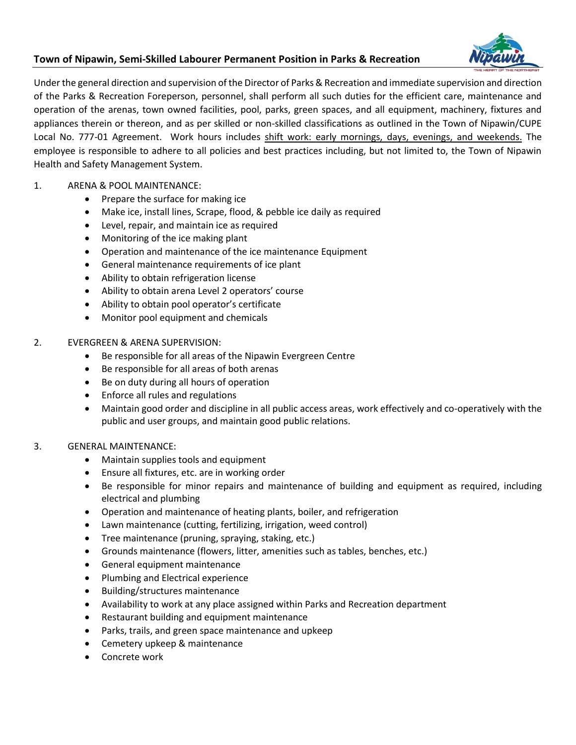## Town of Nipawin, Semi-Skilled Labourer Permanent Position in Parks & Recreation

Under the general direction and supervision of the Director of Parks & Recreation and immediate supervision and direction of the Parks & Recreation Foreperson, personnel, shall perform all such duties for the efficient care, maintenance and operation of the arenas, town owned facilities, pool, parks, green spaces, and all equipment, machinery, fixtures and appliances therein or thereon, and as per skilled or non-skilled classifications as outlined in the Town of Nipawin/CUPE Local No. 777-01 Agreement. Work hours includes shift work: early mornings, days, evenings, and weekends. The employee is responsible to adhere to all policies and best practices including, but not limited to, the Town of Nipawin Health and Safety Management System.

1. ARENA & POOL MAINTENANCE:
   - Prepare the surface for making ice
   - Make ice, install lines, Scrape, flood, & pebble ice daily as required
   - Level, repair, and maintain ice as required
   - Monitoring of the ice making plant
   - Operation and maintenance of the ice maintenance Equipment
   - General maintenance requirements of ice plant
   - Ability to obtain refrigeration license
   - Ability to obtain arena Level 2 operators' course
   - Ability to obtain pool operator's certificate
   - Monitor pool equipment and chemicals

2. EVERGREEN & ARENA SUPERVISION:
   - Be responsible for all areas of the Nipawin Evergreen Centre
   - Be responsible for all areas of both arenas
   - Be on duty during all hours of operation
   - Enforce all rules and regulations
   - Maintain good order and discipline in all public access areas, work effectively and co-operatively with the public and user groups, and maintain good public relations.

3. GENERAL MAINTENANCE:
   - Maintain supplies tools and equipment
   - Ensure all fixtures, etc. are in working order
   - Be responsible for minor repairs and maintenance of building and equipment as required, including electrical and plumbing
   - Operation and maintenance of heating plants, boiler, and refrigeration
   - Lawn maintenance (cutting, fertilizing, irrigation, weed control)
   - Tree maintenance (pruning, spraying, staking, etc.)
   - Grounds maintenance (flowers, litter, amenities such as tables, benches, etc.)
   - General equipment maintenance
   - Plumbing and Electrical experience
   - Building/structures maintenance
   - Availability to work at any place assigned within Parks and Recreation department
   - Restaurant building and equipment maintenance
   - Parks, trails, and green space maintenance and upkeep
   - Cemetery upkeep & maintenance
   - Concrete work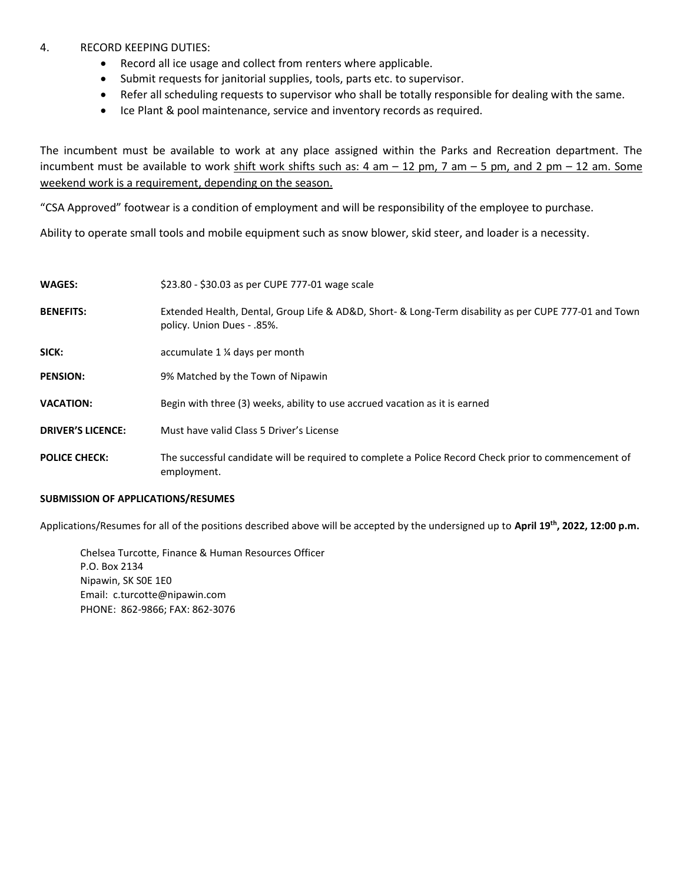4. RECORD KEEPING DUTIES:
   - Record all ice usage and collect from renters where applicable.
   - Submit requests for janitorial supplies, tools, parts etc. to supervisor.
   - Refer all scheduling requests to supervisor who shall be totally responsible for dealing with the same.
   - Ice Plant & pool maintenance, service and inventory records as required.

The incumbent must be available to work at any place assigned within the Parks and Recreation department. The incumbent must be available to work shift work shifts such as: 4 am – 12 pm, 7 am – 5 pm, and 2 pm – 12 am. Some weekend work is a requirement, depending on the season.

"CSA Approved" footwear is a condition of employment and will be responsibility of the employee to purchase.

Ability to operate small tools and mobile equipment such as snow blower, skid steer, and loader is a necessity.

| | |
|---|---|
| **WAGES:** | \$23.80 - \$30.03 as per CUPE 777-01 wage scale |
| **BENEFITS:** | Extended Health, Dental, Group Life & AD&D, Short- & Long-Term disability as per CUPE 777-01 and Town policy. Union Dues - .85%. |
| **SICK:** | accumulate 1 ¼ days per month |
| **PENSION:** | 9% Matched by the Town of Nipawin |
| **VACATION:** | Begin with three (3) weeks, ability to use accrued vacation as it is earned |
| **DRIVER'S LICENCE:** | Must have valid Class 5 Driver's License |
| **POLICE CHECK:** | The successful candidate will be required to complete a Police Record Check prior to commencement of employment. |

**SUBMISSION OF APPLICATIONS/RESUMES**

Applications/Resumes for all of the positions described above will be accepted by the undersigned up to **April 19th, 2022, 12:00 p.m.**

Chelsea Turcotte, Finance & Human Resources Officer
P.O. Box 2134
Nipawin, SK S0E 1E0
Email: c.turcotte@nipawin.com
PHONE: 862-9866; FAX: 862-3076